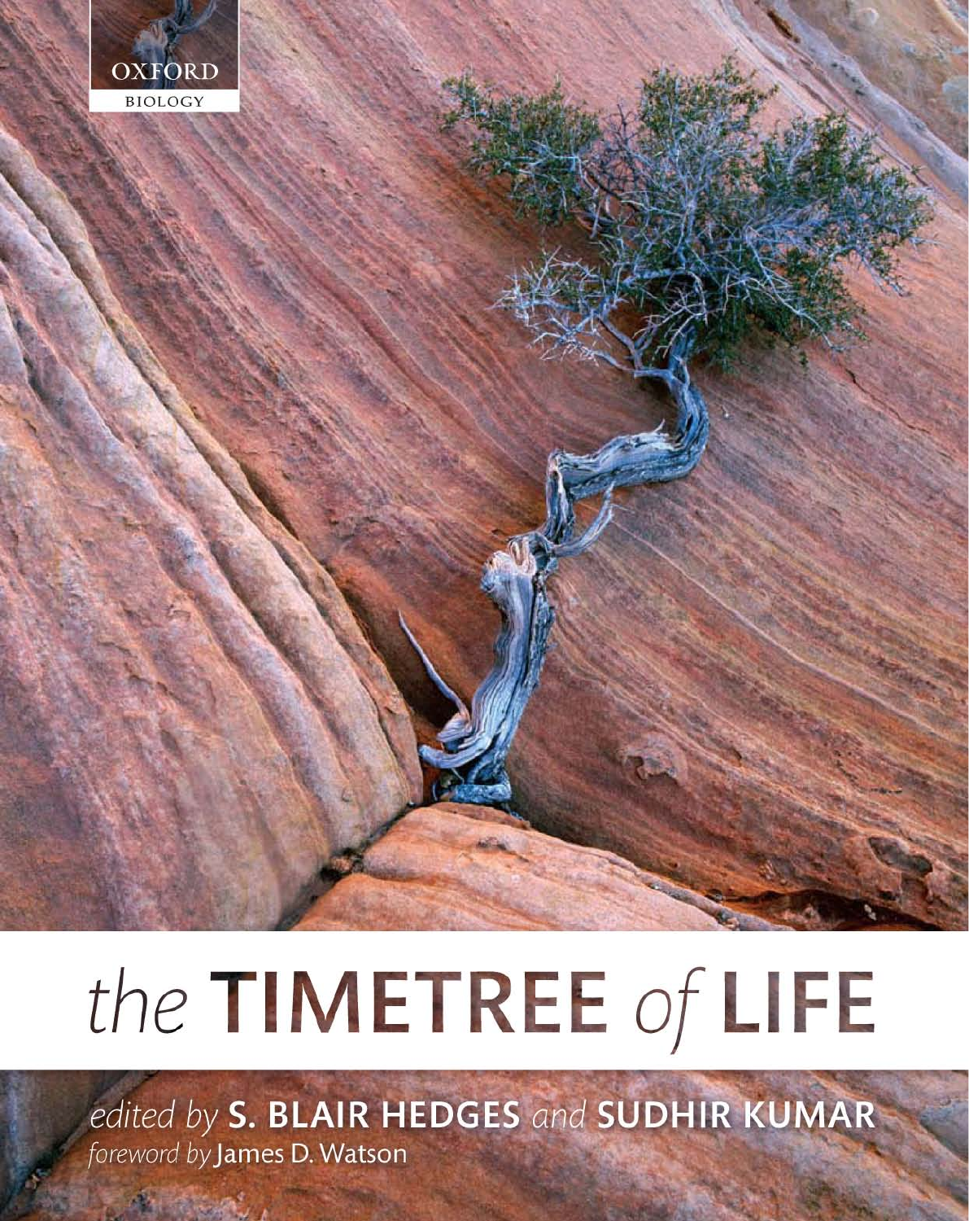OXFORD

BIOLOGY

# the TIMETREE of LIFE

*edited by* **S. BLAIR HEDGES** *and* **SUDHIR KUMAR**

*foreword by* James D. Watson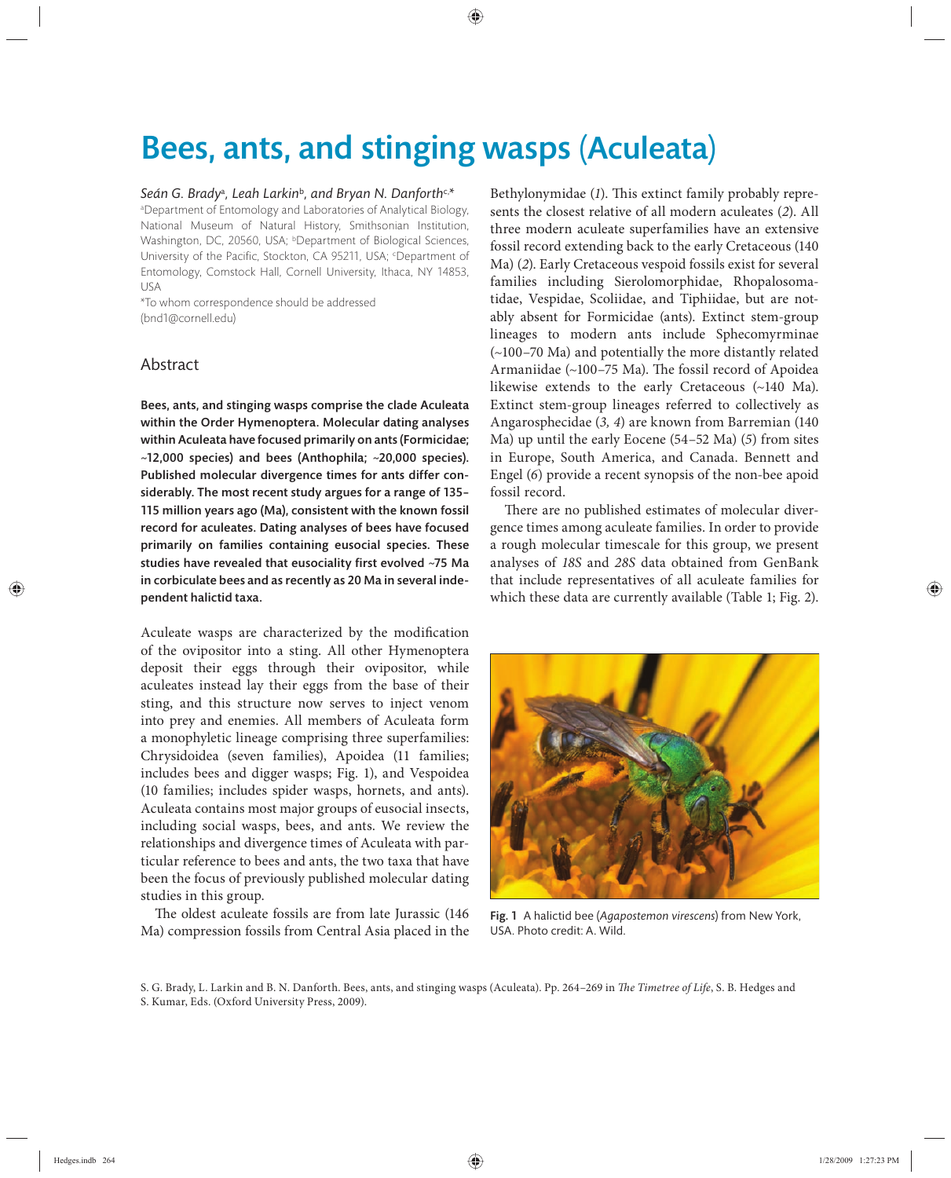# Bees, ants, and stinging wasps (Aculeata)

*Seán G. Brady*[a], *Leah Larkin*[b], *and Bryan N. Danforth*[c,*]

[a]Department of Entomology and Laboratories of Analytical Biology, National Museum of Natural History, Smithsonian Institution, Washington, DC, 20560, USA; [b]Department of Biological Sciences, University of the Pacific, Stockton, CA 95211, USA; [c]Department of Entomology, Comstock Hall, Cornell University, Ithaca, NY 14853, USA

*To whom correspondence should be addressed (bnd1@cornell.edu)

## Abstract

**Bees, ants, and stinging wasps comprise the clade Aculeata within the Order Hymenoptera. Molecular dating analyses within Aculeata have focused primarily on ants (Formicidae; ~12,000 species) and bees (Anthophila; ~20,000 species). Published molecular divergence times for ants differ considerably. The most recent study argues for a range of 135–115 million years ago (Ma), consistent with the known fossil record for aculeates. Dating analyses of bees have focused primarily on families containing eusocial species. These studies have revealed that eusociality first evolved ~75 Ma in corbiculate bees and as recently as 20 Ma in several independent halictid taxa.**

Aculeate wasps are characterized by the modification of the ovipositor into a sting. All other Hymenoptera deposit their eggs through their ovipositor, while aculeates instead lay their eggs from the base of their sting, and this structure now serves to inject venom into prey and enemies. All members of Aculeata form a monophyletic lineage comprising three superfamilies: Chrysidoidea (seven families), Apoidea (11 families; includes bees and digger wasps; Fig. 1), and Vespoidea (10 families; includes spider wasps, hornets, and ants). Aculeata contains most major groups of eusocial insects, including social wasps, bees, and ants. We review the relationships and divergence times of Aculeata with particular reference to bees and ants, the two taxa that have been the focus of previously published molecular dating studies in this group.

The oldest aculeate fossils are from late Jurassic (146 Ma) compression fossils from Central Asia placed in the Bethylonymidae (*1*). This extinct family probably represents the closest relative of all modern aculeates (*2*). All three modern aculeate superfamilies have an extensive fossil record extending back to the early Cretaceous (140 Ma) (*2*). Early Cretaceous vespoid fossils exist for several families including Sierolomorphidae, Rhopalosomatidae, Vespidae, Scoliidae, and Tiphiidae, but are notably absent for Formicidae (ants). Extinct stem-group lineages to modern ants include Sphecomyrminae (~100–70 Ma) and potentially the more distantly related Armaniidae (~100–75 Ma). The fossil record of Apoidea likewise extends to the early Cretaceous (~140 Ma). Extinct stem-group lineages referred to collectively as Angarosphecidae (*3, 4*) are known from Barremian (140 Ma) up until the early Eocene (54–52 Ma) (*5*) from sites in Europe, South America, and Canada. Bennett and Engel (*6*) provide a recent synopsis of the non-bee apoid fossil record.

There are no published estimates of molecular divergence times among aculeate families. In order to provide a rough molecular timescale for this group, we present analyses of *18S* and *28S* data obtained from GenBank that include representatives of all aculeate families for which these data are currently available (Table 1; Fig. 2).

**Fig. 1** A halictid bee (*Agapostemon virescens*) from New York, USA. Photo credit: A. Wild.

S. G. Brady, L. Larkin and B. N. Danforth. Bees, ants, and stinging wasps (Aculeata). Pp. 264–269 in *The Timetree of Life*, S. B. Hedges and S. Kumar, Eds. (Oxford University Press, 2009).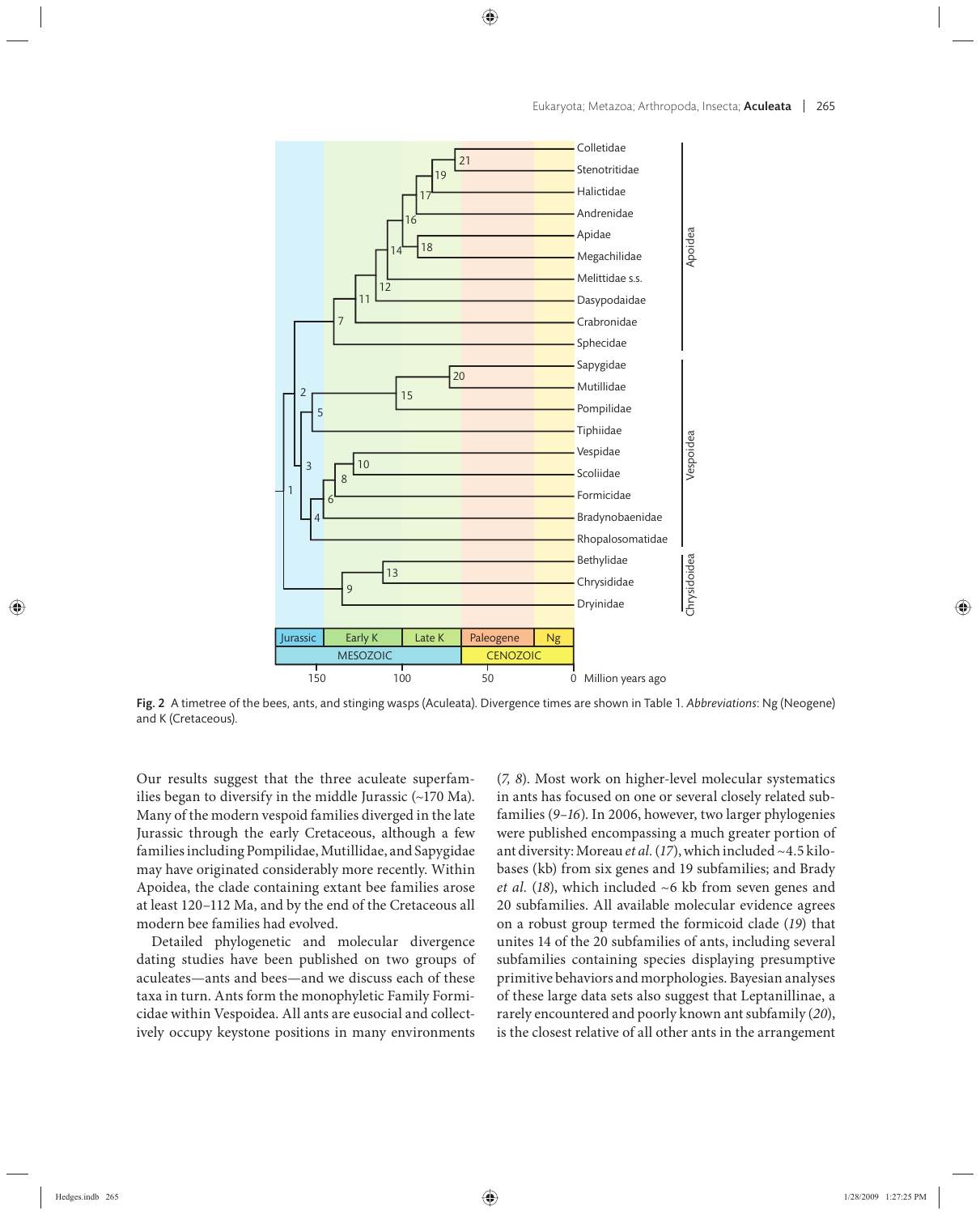Fig. 2 A timetree of the bees, ants, and stinging wasps (Aculeata). Divergence times are shown in Table 1. *Abbreviations*: Ng (Neogene) and K (Cretaceous).

Our results suggest that the three aculeate superfamilies began to diversify in the middle Jurassic (~170 Ma). Many of the modern vespoid families diverged in the late Jurassic through the early Cretaceous, although a few families including Pompilidae, Mutillidae, and Sapygidae may have originated considerably more recently. Within Apoidea, the clade containing extant bee families arose at least 120–112 Ma, and by the end of the Cretaceous all modern bee families had evolved.

Detailed phylogenetic and molecular divergence dating studies have been published on two groups of aculeates—ants and bees—and we discuss each of these taxa in turn. Ants form the monophyletic Family Formicidae within Vespoidea. All ants are eusocial and collectively occupy keystone positions in many environments (*7, 8*). Most work on higher-level molecular systematics in ants has focused on one or several closely related subfamilies (*9–16*). In 2006, however, two larger phylogenies were published encompassing a much greater portion of ant diversity: Moreau *et al.* (*17*), which included ~4.5 kilobases (kb) from six genes and 19 subfamilies; and Brady *et al.* (*18*), which included ~6 kb from seven genes and 20 subfamilies. All available molecular evidence agrees on a robust group termed the formicoid clade (*19*) that unites 14 of the 20 subfamilies of ants, including several subfamilies containing species displaying presumptive primitive behaviors and morphologies. Bayesian analyses of these large data sets also suggest that Leptanillinae, a rarely encountered and poorly known ant subfamily (*20*), is the closest relative of all other ants in the arrangement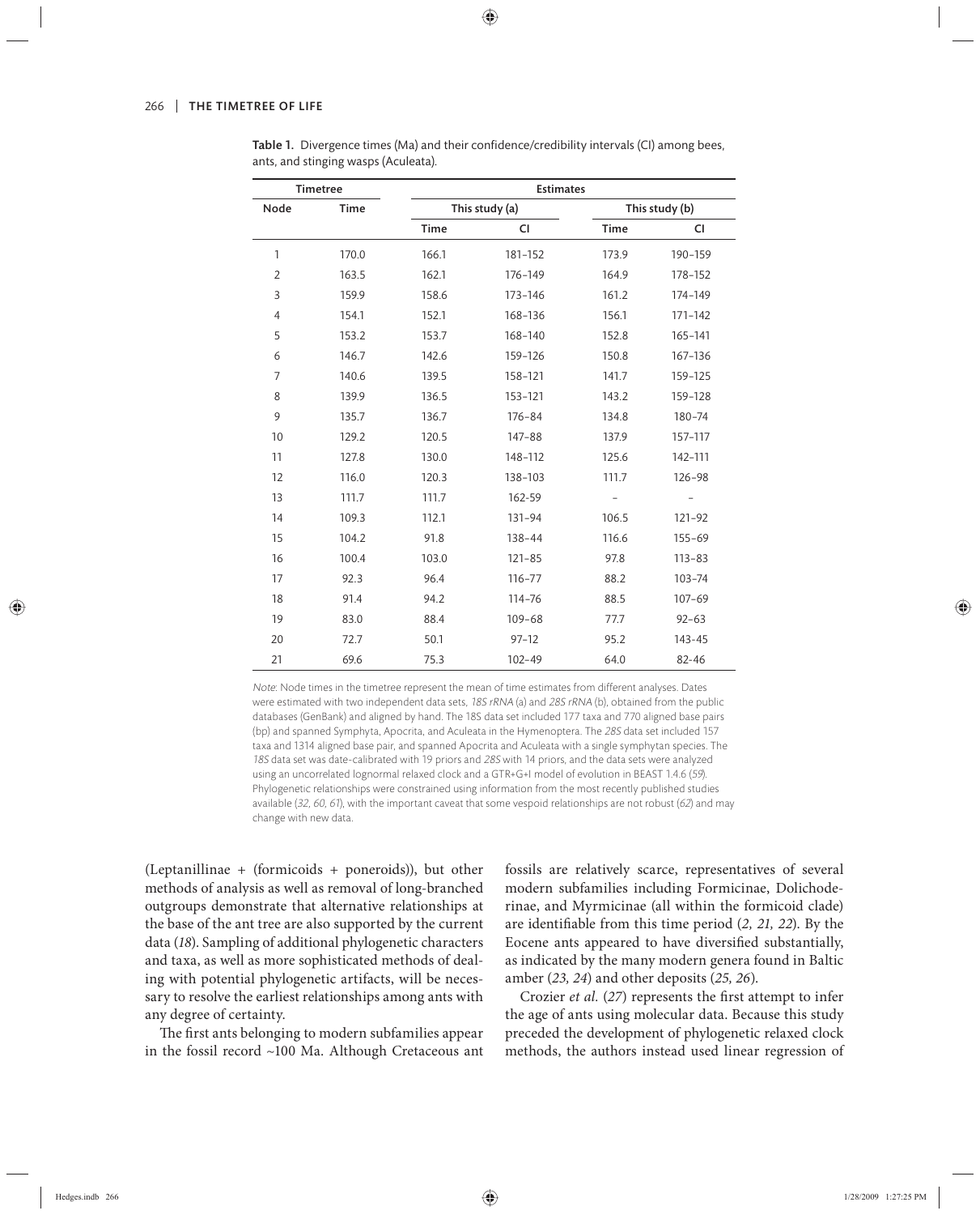**Table 1.** Divergence times (Ma) and their confidence/credibility intervals (CI) among bees, ants, and stinging wasps (Aculeata).

| Timetree | | Estimates | | | |
|---|---|---|---|---|---|
| Node | Time | This study (a) | | This study (b) | |
| | | Time | CI | Time | CI |
| 1 | 170.0 | 166.1 | 181–152 | 173.9 | 190–159 |
| 2 | 163.5 | 162.1 | 176–149 | 164.9 | 178–152 |
| 3 | 159.9 | 158.6 | 173–146 | 161.2 | 174–149 |
| 4 | 154.1 | 152.1 | 168–136 | 156.1 | 171–142 |
| 5 | 153.2 | 153.7 | 168–140 | 152.8 | 165–141 |
| 6 | 146.7 | 142.6 | 159–126 | 150.8 | 167–136 |
| 7 | 140.6 | 139.5 | 158–121 | 141.7 | 159–125 |
| 8 | 139.9 | 136.5 | 153–121 | 143.2 | 159–128 |
| 9 | 135.7 | 136.7 | 176–84 | 134.8 | 180–74 |
| 10 | 129.2 | 120.5 | 147–88 | 137.9 | 157–117 |
| 11 | 127.8 | 130.0 | 148–112 | 125.6 | 142–111 |
| 12 | 116.0 | 120.3 | 138–103 | 111.7 | 126–98 |
| 13 | 111.7 | 111.7 | 162-59 | – | – |
| 14 | 109.3 | 112.1 | 131–94 | 106.5 | 121–92 |
| 15 | 104.2 | 91.8 | 138–44 | 116.6 | 155–69 |
| 16 | 100.4 | 103.0 | 121–85 | 97.8 | 113–83 |
| 17 | 92.3 | 96.4 | 116–77 | 88.2 | 103–74 |
| 18 | 91.4 | 94.2 | 114–76 | 88.5 | 107–69 |
| 19 | 83.0 | 88.4 | 109–68 | 77.7 | 92–63 |
| 20 | 72.7 | 50.1 | 97–12 | 95.2 | 143–45 |
| 21 | 69.6 | 75.3 | 102–49 | 64.0 | 82-46 |

*Note*: Node times in the timetree represent the mean of time estimates from different analyses. Dates were estimated with two independent data sets, *18S rRNA* (a) and *28S rRNA* (b), obtained from the public databases (GenBank) and aligned by hand. The 18S data set included 177 taxa and 770 aligned base pairs (bp) and spanned Symphyta, Apocrita, and Aculeata in the Hymenoptera. The *28S* data set included 157 taxa and 1314 aligned base pair, and spanned Apocrita and Aculeata with a single symphytan species. The *18S* data set was date-calibrated with 19 priors and *28S* with 14 priors, and the data sets were analyzed using an uncorrelated lognormal relaxed clock and a GTR+G+I model of evolution in BEAST 1.4.6 (*59*). Phylogenetic relationships were constrained using information from the most recently published studies available (*32, 60, 61*), with the important caveat that some vespoid relationships are not robust (*62*) and may change with new data.

(Leptanillinae + (formicoids + poneroids)), but other methods of analysis as well as removal of long-branched outgroups demonstrate that alternative relationships at the base of the ant tree are also supported by the current data (*18*). Sampling of additional phylogenetic characters and taxa, as well as more sophisticated methods of dealing with potential phylogenetic artifacts, will be necessary to resolve the earliest relationships among ants with any degree of certainty.

The first ants belonging to modern subfamilies appear in the fossil record ~100 Ma. Although Cretaceous ant fossils are relatively scarce, representatives of several modern subfamilies including Formicinae, Dolichoderinae, and Myrmicinae (all within the formicoid clade) are identifiable from this time period (*2, 21, 22*). By the Eocene ants appeared to have diversified substantially, as indicated by the many modern genera found in Baltic amber (*23, 24*) and other deposits (*25, 26*).

Crozier *et al.* (*27*) represents the first attempt to infer the age of ants using molecular data. Because this study preceded the development of phylogenetic relaxed clock methods, the authors instead used linear regression of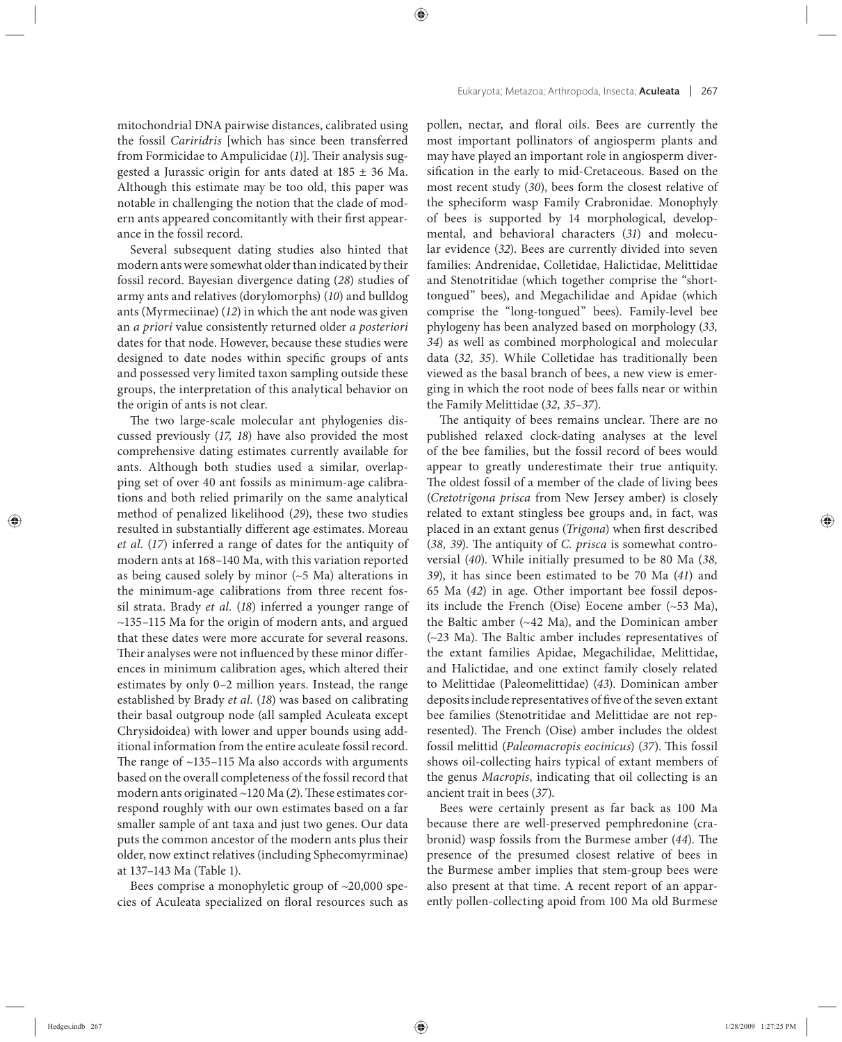mitochondrial DNA pairwise distances, calibrated using the fossil *Cariridris* [which has since been transferred from Formicidae to Ampulicidae (*1*)]. Their analysis suggested a Jurassic origin for ants dated at 185 ± 36 Ma. Although this estimate may be too old, this paper was notable in challenging the notion that the clade of modern ants appeared concomitantly with their first appearance in the fossil record.

Several subsequent dating studies also hinted that modern ants were somewhat older than indicated by their fossil record. Bayesian divergence dating (*28*) studies of army ants and relatives (dorylomorphs) (*10*) and bulldog ants (Myrmeciinae) (*12*) in which the ant node was given an *a priori* value consistently returned older *a posteriori* dates for that node. However, because these studies were designed to date nodes within specific groups of ants and possessed very limited taxon sampling outside these groups, the interpretation of this analytical behavior on the origin of ants is not clear.

The two large-scale molecular ant phylogenies discussed previously (*17, 18*) have also provided the most comprehensive dating estimates currently available for ants. Although both studies used a similar, overlapping set of over 40 ant fossils as minimum-age calibrations and both relied primarily on the same analytical method of penalized likelihood (*29*), these two studies resulted in substantially different age estimates. Moreau *et al.* (*17*) inferred a range of dates for the antiquity of modern ants at 168–140 Ma, with this variation reported as being caused solely by minor (~5 Ma) alterations in the minimum-age calibrations from three recent fossil strata. Brady *et al.* (*18*) inferred a younger range of ~135–115 Ma for the origin of modern ants, and argued that these dates were more accurate for several reasons. Their analyses were not influenced by these minor differences in minimum calibration ages, which altered their estimates by only 0–2 million years. Instead, the range established by Brady *et al.* (*18*) was based on calibrating their basal outgroup node (all sampled Aculeata except Chrysidoidea) with lower and upper bounds using additional information from the entire aculeate fossil record. The range of ~135–115 Ma also accords with arguments based on the overall completeness of the fossil record that modern ants originated ~120 Ma (*2*). These estimates correspond roughly with our own estimates based on a far smaller sample of ant taxa and just two genes. Our data puts the common ancestor of the modern ants plus their older, now extinct relatives (including Sphecomyrminae) at 137–143 Ma (Table 1).

Bees comprise a monophyletic group of ~20,000 species of Aculeata specialized on floral resources such as pollen, nectar, and floral oils. Bees are currently the most important pollinators of angiosperm plants and may have played an important role in angiosperm diversification in the early to mid-Cretaceous. Based on the most recent study (*30*), bees form the closest relative of the spheciform wasp Family Crabronidae. Monophyly of bees is supported by 14 morphological, developmental, and behavioral characters (*31*) and molecular evidence (*32*). Bees are currently divided into seven families: Andrenidae, Colletidae, Halictidae, Melittidae and Stenotritidae (which together comprise the "short-tongued" bees), and Megachilidae and Apidae (which comprise the "long-tongued" bees). Family-level bee phylogeny has been analyzed based on morphology (*33, 34*) as well as combined morphological and molecular data (*32, 35*). While Colletidae has traditionally been viewed as the basal branch of bees, a new view is emerging in which the root node of bees falls near or within the Family Melittidae (*32, 35–37*).

The antiquity of bees remains unclear. There are no published relaxed clock-dating analyses at the level of the bee families, but the fossil record of bees would appear to greatly underestimate their true antiquity. The oldest fossil of a member of the clade of living bees (*Cretotrigona prisca* from New Jersey amber) is closely related to extant stingless bee groups and, in fact, was placed in an extant genus (*Trigona*) when first described (*38, 39*). The antiquity of *C. prisca* is somewhat controversial (*40*). While initially presumed to be 80 Ma (*38, 39*), it has since been estimated to be 70 Ma (*41*) and 65 Ma (*42*) in age. Other important bee fossil deposits include the French (Oise) Eocene amber (~53 Ma), the Baltic amber (~42 Ma), and the Dominican amber (~23 Ma). The Baltic amber includes representatives of the extant families Apidae, Megachilidae, Melittidae, and Halictidae, and one extinct family closely related to Melittidae (Paleomelittidae) (*43*). Dominican amber deposits include representatives of five of the seven extant bee families (Stenotritidae and Melittidae are not represented). The French (Oise) amber includes the oldest fossil melittid (*Paleomacropis eocinicus*) (*37*). This fossil shows oil-collecting hairs typical of extant members of the genus *Macropis*, indicating that oil collecting is an ancient trait in bees (*37*).

Bees were certainly present as far back as 100 Ma because there are well-preserved pemphredonine (crabronid) wasp fossils from the Burmese amber (*44*). The presence of the presumed closest relative of bees in the Burmese amber implies that stem-group bees were also present at that time. A recent report of an apparently pollen-collecting apoid from 100 Ma old Burmese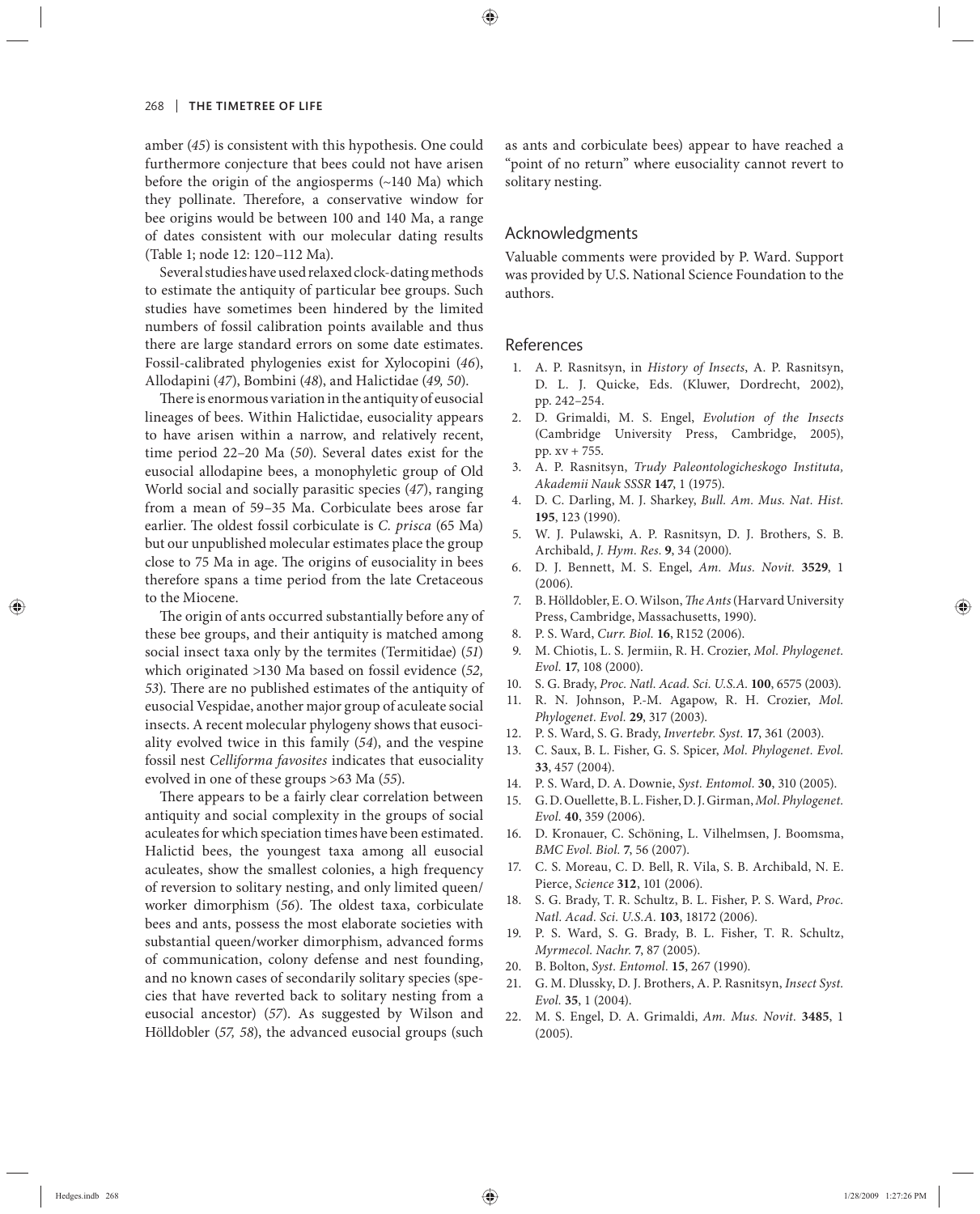amber (*45*) is consistent with this hypothesis. One could furthermore conjecture that bees could not have arisen before the origin of the angiosperms (~140 Ma) which they pollinate. Therefore, a conservative window for bee origins would be between 100 and 140 Ma, a range of dates consistent with our molecular dating results (Table 1; node 12: 120–112 Ma).

Several studies have used relaxed clock-dating methods to estimate the antiquity of particular bee groups. Such studies have sometimes been hindered by the limited numbers of fossil calibration points available and thus there are large standard errors on some date estimates. Fossil-calibrated phylogenies exist for Xylocopini (*46*), Allodapini (*47*), Bombini (*48*), and Halictidae (*49, 50*).

There is enormous variation in the antiquity of eusocial lineages of bees. Within Halictidae, eusociality appears to have arisen within a narrow, and relatively recent, time period 22–20 Ma (*50*). Several dates exist for the eusocial allodapine bees, a monophyletic group of Old World social and socially parasitic species (*47*), ranging from a mean of 59–35 Ma. Corbiculate bees arose far earlier. The oldest fossil corbiculate is *C. prisca* (65 Ma) but our unpublished molecular estimates place the group close to 75 Ma in age. The origins of eusociality in bees therefore spans a time period from the late Cretaceous to the Miocene.

The origin of ants occurred substantially before any of these bee groups, and their antiquity is matched among social insect taxa only by the termites (Termitidae) (*51*) which originated >130 Ma based on fossil evidence (*52, 53*). There are no published estimates of the antiquity of eusocial Vespidae, another major group of aculeate social insects. A recent molecular phylogeny shows that eusociality evolved twice in this family (*54*), and the vespine fossil nest *Celliforma favosites* indicates that eusociality evolved in one of these groups >63 Ma (*55*).

There appears to be a fairly clear correlation between antiquity and social complexity in the groups of social aculeates for which speciation times have been estimated. Halictid bees, the youngest taxa among all eusocial aculeates, show the smallest colonies, a high frequency of reversion to solitary nesting, and only limited queen/worker dimorphism (*56*). The oldest taxa, corbiculate bees and ants, possess the most elaborate societies with substantial queen/worker dimorphism, advanced forms of communication, colony defense and nest founding, and no known cases of secondarily solitary species (species that have reverted back to solitary nesting from a eusocial ancestor) (*57*). As suggested by Wilson and Hölldobler (*57, 58*), the advanced eusocial groups (such as ants and corbiculate bees) appear to have reached a "point of no return" where eusociality cannot revert to solitary nesting.

## Acknowledgments

Valuable comments were provided by P. Ward. Support was provided by U.S. National Science Foundation to the authors.

## References

1. A. P. Rasnitsyn, in *History of Insects*, A. P. Rasnitsyn, D. L. J. Quicke, Eds. (Kluwer, Dordrecht, 2002), pp. 242–254.
2. D. Grimaldi, M. S. Engel, *Evolution of the Insects* (Cambridge University Press, Cambridge, 2005), pp. xv + 755.
3. A. P. Rasnitsyn, *Trudy Paleontologicheskogo Instituta, Akademii Nauk SSSR* **147**, 1 (1975).
4. D. C. Darling, M. J. Sharkey, *Bull. Am. Mus. Nat. Hist.* **195**, 123 (1990).
5. W. J. Pulawski, A. P. Rasnitsyn, D. J. Brothers, S. B. Archibald, *J. Hym. Res.* **9**, 34 (2000).
6. D. J. Bennett, M. S. Engel, *Am. Mus. Novit.* **3529**, 1 (2006).
7. B. Hölldobler, E. O. Wilson, *The Ants* (Harvard University Press, Cambridge, Massachusetts, 1990).
8. P. S. Ward, *Curr. Biol.* **16**, R152 (2006).
9. M. Chiotis, L. S. Jermiin, R. H. Crozier, *Mol. Phylogenet. Evol.* **17**, 108 (2000).
10. S. G. Brady, *Proc. Natl. Acad. Sci. U.S.A.* **100**, 6575 (2003).
11. R. N. Johnson, P.-M. Agapow, R. H. Crozier, *Mol. Phylogenet. Evol.* **29**, 317 (2003).
12. P. S. Ward, S. G. Brady, *Invertebr. Syst.* **17**, 361 (2003).
13. C. Saux, B. L. Fisher, G. S. Spicer, *Mol. Phylogenet. Evol.* **33**, 457 (2004).
14. P. S. Ward, D. A. Downie, *Syst. Entomol.* **30**, 310 (2005).
15. G. D. Ouellette, B. L. Fisher, D. J. Girman, *Mol. Phylogenet. Evol.* **40**, 359 (2006).
16. D. Kronauer, C. Schöning, L. Vilhelmsen, J. Boomsma, *BMC Evol. Biol.* **7**, 56 (2007).
17. C. S. Moreau, C. D. Bell, R. Vila, S. B. Archibald, N. E. Pierce, *Science* **312**, 101 (2006).
18. S. G. Brady, T. R. Schultz, B. L. Fisher, P. S. Ward, *Proc. Natl. Acad. Sci. U.S.A.* **103**, 18172 (2006).
19. P. S. Ward, S. G. Brady, B. L. Fisher, T. R. Schultz, *Myrmecol. Nachr.* **7**, 87 (2005).
20. B. Bolton, *Syst. Entomol.* **15**, 267 (1990).
21. G. M. Dlussky, D. J. Brothers, A. P. Rasnitsyn, *Insect Syst. Evol.* **35**, 1 (2004).
22. M. S. Engel, D. A. Grimaldi, *Am. Mus. Novit.* **3485**, 1 (2005).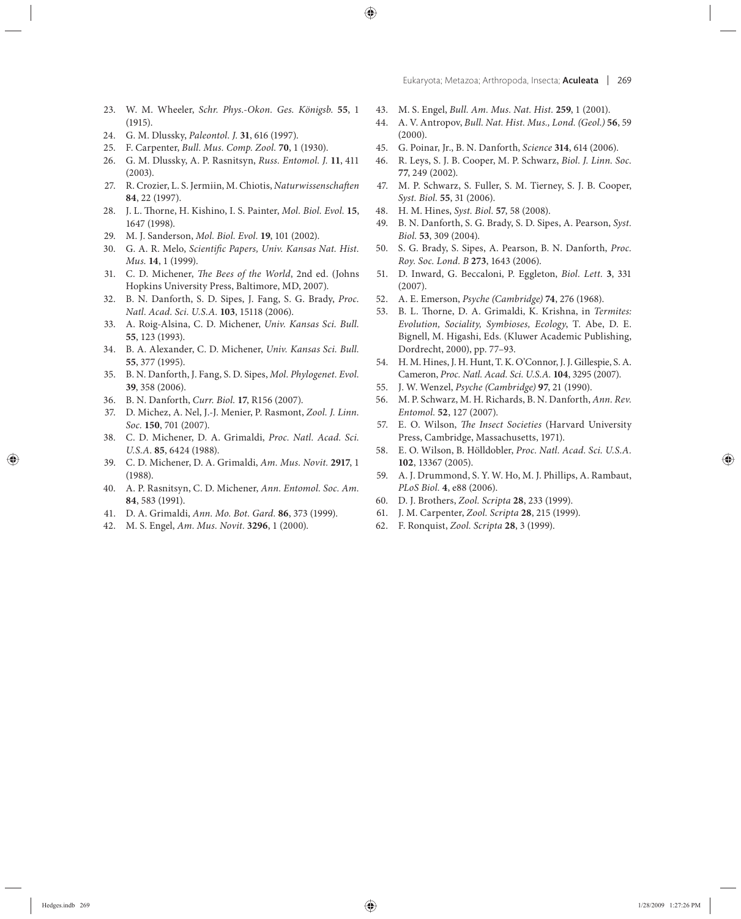23. W. M. Wheeler, *Schr. Phys.-Okon. Ges. Königsb.* **55**, 1 (1915).
24. G. M. Dlussky, *Paleontol. J.* **31**, 616 (1997).
25. F. Carpenter, *Bull. Mus. Comp. Zool.* **70**, 1 (1930).
26. G. M. Dlussky, A. P. Rasnitsyn, *Russ. Entomol. J.* **11**, 411 (2003).
27. R. Crozier, L. S. Jermiin, M. Chiotis, *Naturwissenschaften* **84**, 22 (1997).
28. J. L. Thorne, H. Kishino, I. S. Painter, *Mol. Biol. Evol.* **15**, 1647 (1998).
29. M. J. Sanderson, *Mol. Biol. Evol.* **19**, 101 (2002).
30. G. A. R. Melo, *Scientific Papers, Univ. Kansas Nat. Hist. Mus.* **14**, 1 (1999).
31. C. D. Michener, *The Bees of the World*, 2nd ed. (Johns Hopkins University Press, Baltimore, MD, 2007).
32. B. N. Danforth, S. D. Sipes, J. Fang, S. G. Brady, *Proc. Natl. Acad. Sci. U.S.A.* **103**, 15118 (2006).
33. A. Roig-Alsina, C. D. Michener, *Univ. Kansas Sci. Bull.* **55**, 123 (1993).
34. B. A. Alexander, C. D. Michener, *Univ. Kansas Sci. Bull.* **55**, 377 (1995).
35. B. N. Danforth, J. Fang, S. D. Sipes, *Mol. Phylogenet. Evol.* **39**, 358 (2006).
36. B. N. Danforth, *Curr. Biol.* **17**, R156 (2007).
37. D. Michez, A. Nel, J.-J. Menier, P. Rasmont, *Zool. J. Linn. Soc.* **150**, 701 (2007).
38. C. D. Michener, D. A. Grimaldi, *Proc. Natl. Acad. Sci. U.S.A.* **85**, 6424 (1988).
39. C. D. Michener, D. A. Grimaldi, *Am. Mus. Novit.* **2917**, 1 (1988).
40. A. P. Rasnitsyn, C. D. Michener, *Ann. Entomol. Soc. Am.* **84**, 583 (1991).
41. D. A. Grimaldi, *Ann. Mo. Bot. Gard.* **86**, 373 (1999).
42. M. S. Engel, *Am. Mus. Novit.* **3296**, 1 (2000).
43. M. S. Engel, *Bull. Am. Mus. Nat. Hist.* **259**, 1 (2001).
44. A. V. Antropov, *Bull. Nat. Hist. Mus., Lond. (Geol.)* **56**, 59 (2000).
45. G. Poinar, Jr., B. N. Danforth, *Science* **314**, 614 (2006).
46. R. Leys, S. J. B. Cooper, M. P. Schwarz, *Biol. J. Linn. Soc.* **77**, 249 (2002).
47. M. P. Schwarz, S. Fuller, S. M. Tierney, S. J. B. Cooper, *Syst. Biol.* **55**, 31 (2006).
48. H. M. Hines, *Syst. Biol.* **57**, 58 (2008).
49. B. N. Danforth, S. G. Brady, S. D. Sipes, A. Pearson, *Syst. Biol.* **53**, 309 (2004).
50. S. G. Brady, S. Sipes, A. Pearson, B. N. Danforth, *Proc. Roy. Soc. Lond. B* **273**, 1643 (2006).
51. D. Inward, G. Beccaloni, P. Eggleton, *Biol. Lett.* **3**, 331 (2007).
52. A. E. Emerson, *Psyche (Cambridge)* **74**, 276 (1968).
53. B. L. Thorne, D. A. Grimaldi, K. Krishna, in *Termites: Evolution, Sociality, Symbioses, Ecology*, T. Abe, D. E. Bignell, M. Higashi, Eds. (Kluwer Academic Publishing, Dordrecht, 2000), pp. 77–93.
54. H. M. Hines, J. H. Hunt, T. K. O'Connor, J. J. Gillespie, S. A. Cameron, *Proc. Natl. Acad. Sci. U.S.A.* **104**, 3295 (2007).
55. J. W. Wenzel, *Psyche (Cambridge)* **97**, 21 (1990).
56. M. P. Schwarz, M. H. Richards, B. N. Danforth, *Ann. Rev. Entomol.* **52**, 127 (2007).
57. E. O. Wilson, *The Insect Societies* (Harvard University Press, Cambridge, Massachusetts, 1971).
58. E. O. Wilson, B. Hölldobler, *Proc. Natl. Acad. Sci. U.S.A.* **102**, 13367 (2005).
59. A. J. Drummond, S. Y. W. Ho, M. J. Phillips, A. Rambaut, *PLoS Biol.* **4**, e88 (2006).
60. D. J. Brothers, *Zool. Scripta* **28**, 233 (1999).
61. J. M. Carpenter, *Zool. Scripta* **28**, 215 (1999).
62. F. Ronquist, *Zool. Scripta* **28**, 3 (1999).